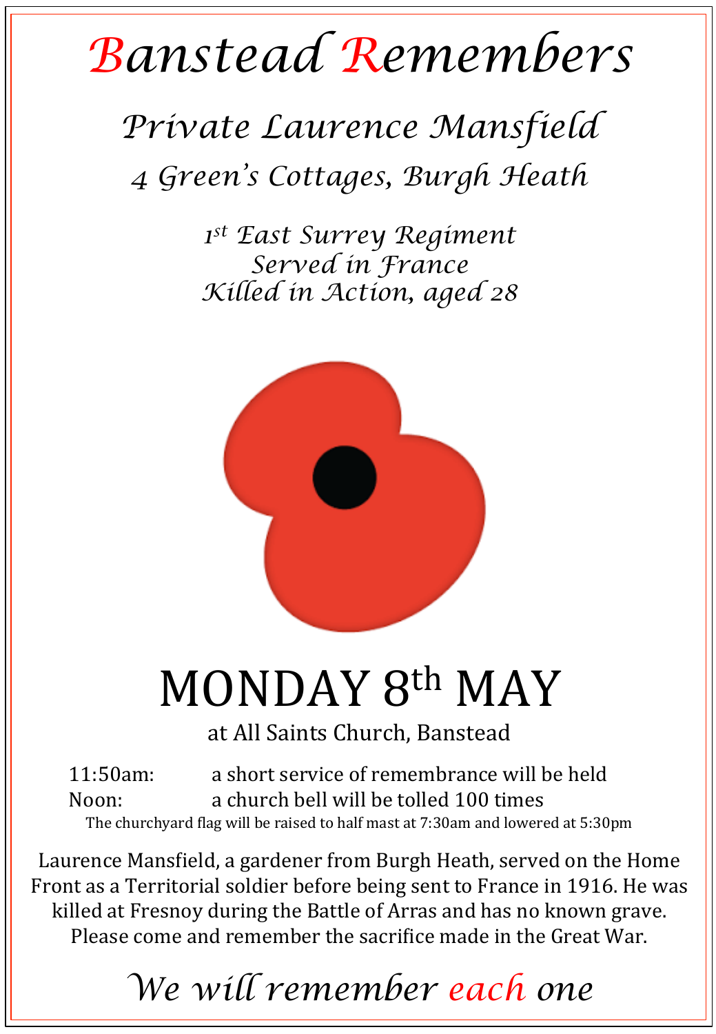# Banstead Remembers

## Private Laurence Mansfield

### 4 Green's Cottages, Burgh Heath

*1st East Surrey Regiment*
*Served in France*
*Killed in Action, aged 28*

# MONDAY 8th MAY

at All Saints Church, Banstead

11:50am: a short service of remembrance will be held
Noon: a church bell will be tolled 100 times

The churchyard flag will be raised to half mast at 7:30am and lowered at 5:30pm

Laurence Mansfield, a gardener from Burgh Heath, served on the Home Front as a Territorial soldier before being sent to France in 1916. He was killed at Fresnoy during the Battle of Arras and has no known grave. Please come and remember the sacrifice made in the Great War.

*We will remember each one*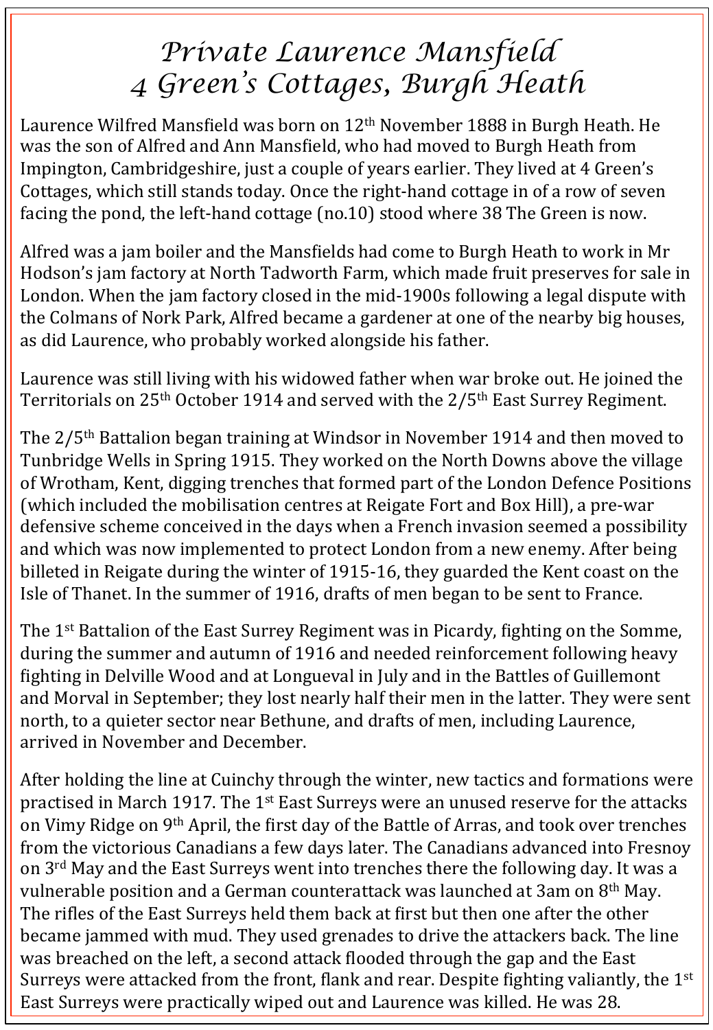# *Private Laurence Mansfield*
# *4 Green's Cottages, Burgh Heath*

Laurence Wilfred Mansfield was born on 12th November 1888 in Burgh Heath. He was the son of Alfred and Ann Mansfield, who had moved to Burgh Heath from Impington, Cambridgeshire, just a couple of years earlier. They lived at 4 Green's Cottages, which still stands today. Once the right-hand cottage in of a row of seven facing the pond, the left-hand cottage (no.10) stood where 38 The Green is now.

Alfred was a jam boiler and the Mansfields had come to Burgh Heath to work in Mr Hodson's jam factory at North Tadworth Farm, which made fruit preserves for sale in London. When the jam factory closed in the mid-1900s following a legal dispute with the Colmans of Nork Park, Alfred became a gardener at one of the nearby big houses, as did Laurence, who probably worked alongside his father.

Laurence was still living with his widowed father when war broke out. He joined the Territorials on 25th October 1914 and served with the 2/5th East Surrey Regiment.

The 2/5th Battalion began training at Windsor in November 1914 and then moved to Tunbridge Wells in Spring 1915. They worked on the North Downs above the village of Wrotham, Kent, digging trenches that formed part of the London Defence Positions (which included the mobilisation centres at Reigate Fort and Box Hill), a pre-war defensive scheme conceived in the days when a French invasion seemed a possibility and which was now implemented to protect London from a new enemy. After being billeted in Reigate during the winter of 1915-16, they guarded the Kent coast on the Isle of Thanet. In the summer of 1916, drafts of men began to be sent to France.

The 1st Battalion of the East Surrey Regiment was in Picardy, fighting on the Somme, during the summer and autumn of 1916 and needed reinforcement following heavy fighting in Delville Wood and at Longueval in July and in the Battles of Guillemont and Morval in September; they lost nearly half their men in the latter. They were sent north, to a quieter sector near Bethune, and drafts of men, including Laurence, arrived in November and December.

After holding the line at Cuinchy through the winter, new tactics and formations were practised in March 1917. The 1st East Surreys were an unused reserve for the attacks on Vimy Ridge on 9th April, the first day of the Battle of Arras, and took over trenches from the victorious Canadians a few days later. The Canadians advanced into Fresnoy on 3rd May and the East Surreys went into trenches there the following day. It was a vulnerable position and a German counterattack was launched at 3am on 8th May. The rifles of the East Surreys held them back at first but then one after the other became jammed with mud. They used grenades to drive the attackers back. The line was breached on the left, a second attack flooded through the gap and the East Surreys were attacked from the front, flank and rear. Despite fighting valiantly, the 1st East Surreys were practically wiped out and Laurence was killed. He was 28.